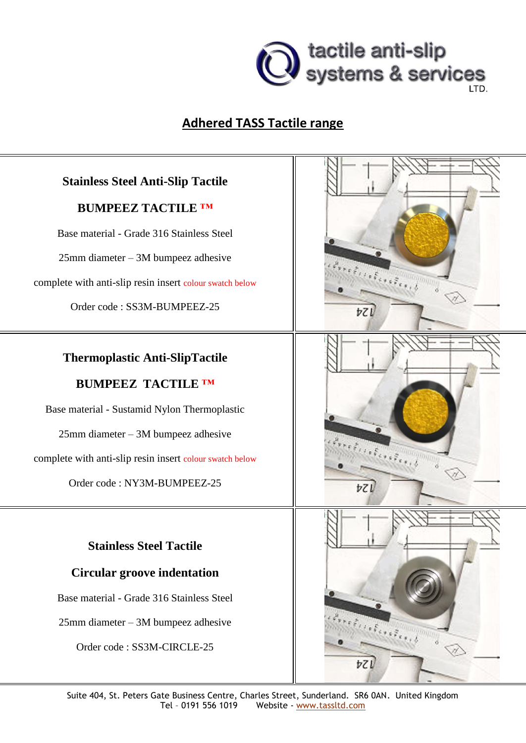tactile anti-slip systems & services LTD.

# Adhered TASS Tactile range

**Stainless Steel Anti-Slip Tactile**

**BUMPEEZ TACTILE ™**

Base material - Grade 316 Stainless Steel

25mm diameter – 3M bumpeez adhesive

complete with anti-slip resin insert colour swatch below

Order code : SS3M-BUMPEEZ-25

---

**Thermoplastic Anti-SlipTactile**

**BUMPEEZ TACTILE ™**

Base material - Sustamid Nylon Thermoplastic

25mm diameter – 3M bumpeez adhesive

complete with anti-slip resin insert colour swatch below

Order code : NY3M-BUMPEEZ-25

---

**Stainless Steel Tactile**

**Circular groove indentation**

Base material - Grade 316 Stainless Steel

25mm diameter – 3M bumpeez adhesive

Order code : SS3M-CIRCLE-25

---

Suite 404, St. Peters Gate Business Centre, Charles Street, Sunderland. SR6 0AN. United Kingdom
Tel – 0191 556 1019 Website - www.tassltd.com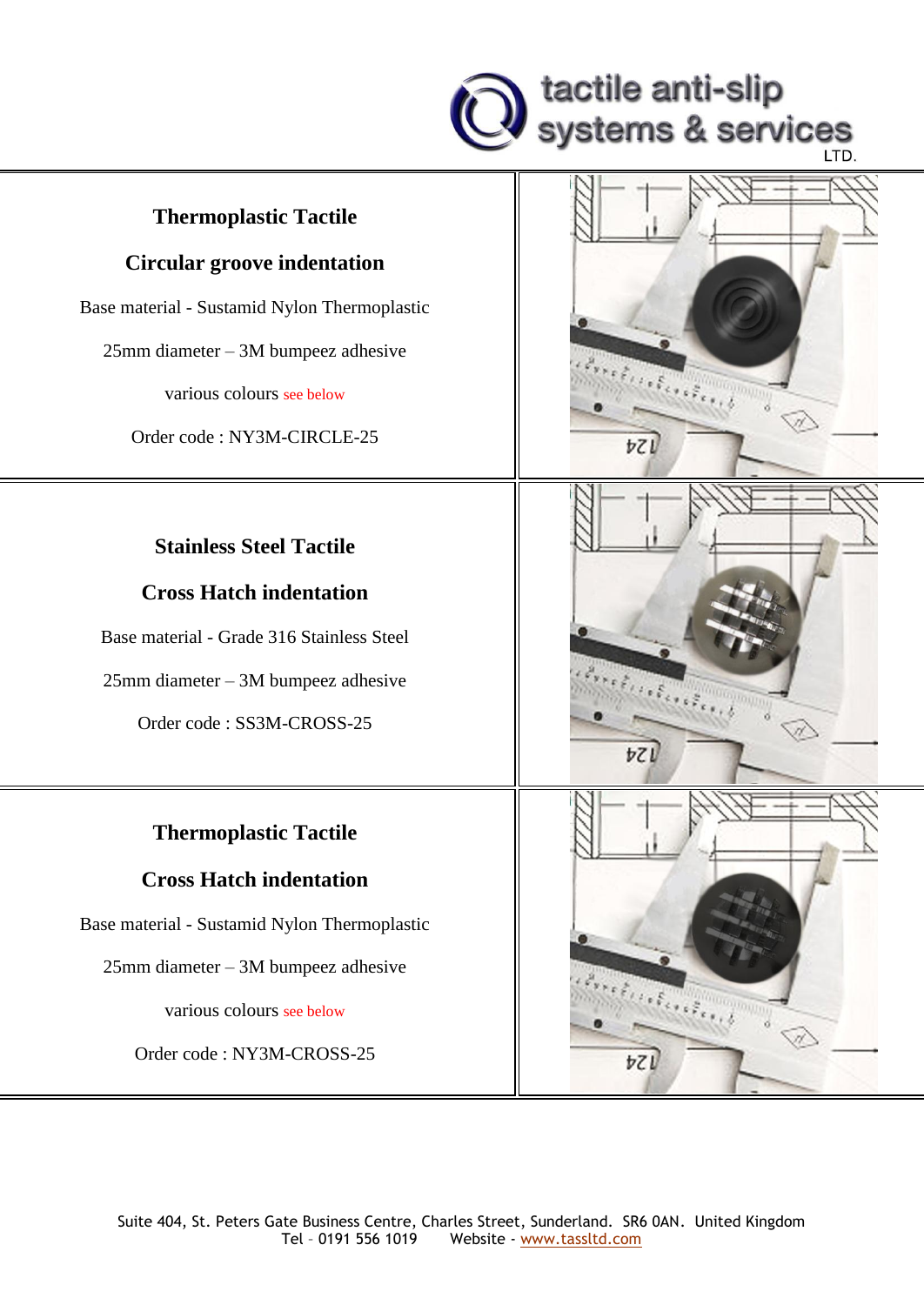## Thermoplastic Tactile

## Circular groove indentation

Base material - Sustamid Nylon Thermoplastic

25mm diameter – 3M bumpeez adhesive

various colours see below

Order code : NY3M-CIRCLE-25

## Stainless Steel Tactile

## Cross Hatch indentation

Base material - Grade 316 Stainless Steel

25mm diameter – 3M bumpeez adhesive

Order code : SS3M-CROSS-25

## Thermoplastic Tactile

## Cross Hatch indentation

Base material - Sustamid Nylon Thermoplastic

25mm diameter – 3M bumpeez adhesive

various colours see below

Order code : NY3M-CROSS-25

Suite 404, St. Peters Gate Business Centre, Charles Street, Sunderland. SR6 0AN. United Kingdom
Tel – 0191 556 1019 Website - www.tassltd.com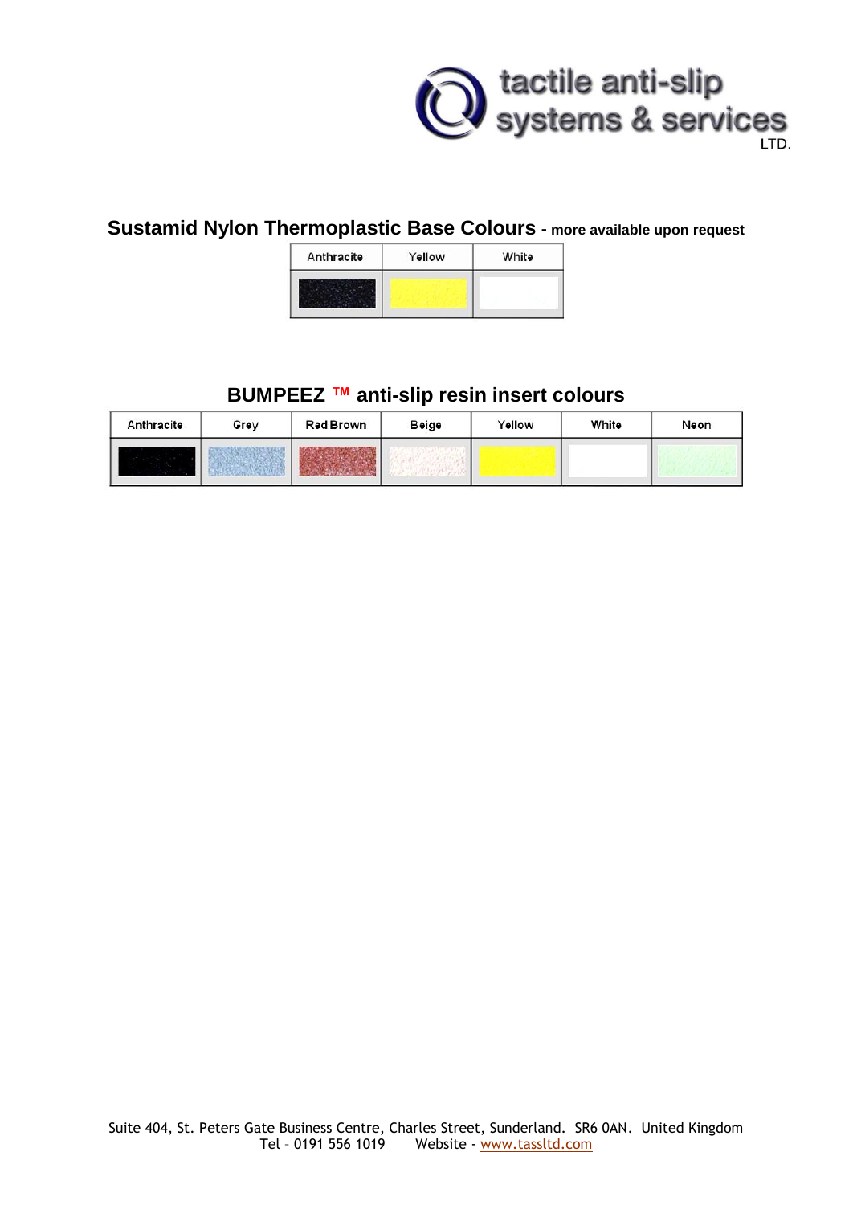tactile anti-slip systems & services LTD.

## Sustamid Nylon Thermoplastic Base Colours - more available upon request

| Anthracite | Yellow | White |
|---|---|---|
| | | |

## BUMPEEZ ™ anti-slip resin insert colours

| Anthracite | Grey | Red Brown | Beige | Yellow | White | Neon |
|---|---|---|---|---|---|---|
| | | | | | | |

Suite 404, St. Peters Gate Business Centre, Charles Street, Sunderland. SR6 0AN. United Kingdom
Tel – 0191 556 1019 Website - www.tassltd.com